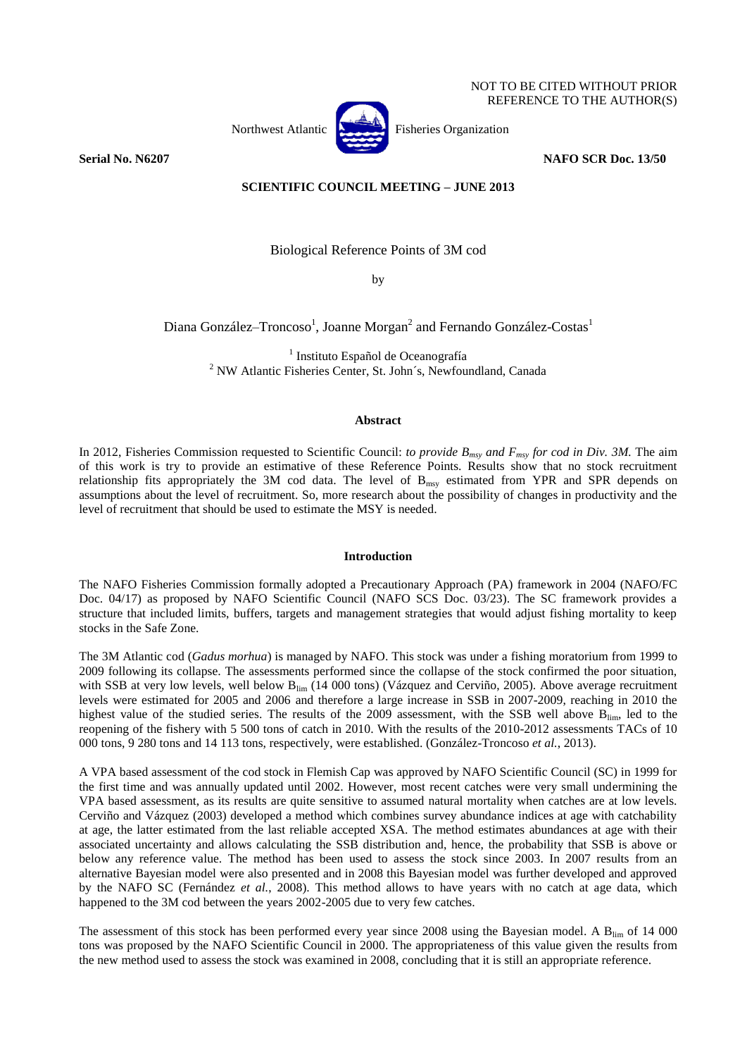NOT TO BE CITED WITHOUT PRIOR REFERENCE TO THE AUTHOR(S)

Northwest Atlantic Fisheries Organization

**Serial No. N6207** **NAFO SCR Doc. 13/50**

**SCIENTIFIC COUNCIL MEETING – JUNE 2013**

# Biological Reference Points of 3M cod

by

Diana González–Troncoso[1], Joanne Morgan[2] and Fernando González-Costas[1]

[1] Instituto Español de Oceanografía
[2] NW Atlantic Fisheries Center, St. John´s, Newfoundland, Canada

## Abstract

In 2012, Fisheries Commission requested to Scientific Council: *to provide $B_{msy}$ and $F_{msy}$ for cod in Div. 3M.* The aim of this work is try to provide an estimative of these Reference Points. Results show that no stock recruitment relationship fits appropriately the 3M cod data. The level of $B_{msy}$ estimated from YPR and SPR depends on assumptions about the level of recruitment. So, more research about the possibility of changes in productivity and the level of recruitment that should be used to estimate the MSY is needed.

## Introduction

The NAFO Fisheries Commission formally adopted a Precautionary Approach (PA) framework in 2004 (NAFO/FC Doc. 04/17) as proposed by NAFO Scientific Council (NAFO SCS Doc. 03/23). The SC framework provides a structure that included limits, buffers, targets and management strategies that would adjust fishing mortality to keep stocks in the Safe Zone.

The 3M Atlantic cod (*Gadus morhua*) is managed by NAFO. This stock was under a fishing moratorium from 1999 to 2009 following its collapse. The assessments performed since the collapse of the stock confirmed the poor situation, with SSB at very low levels, well below $B_{lim}$ (14 000 tons) (Vázquez and Cerviño, 2005). Above average recruitment levels were estimated for 2005 and 2006 and therefore a large increase in SSB in 2007-2009, reaching in 2010 the highest value of the studied series. The results of the 2009 assessment, with the SSB well above $B_{lim}$, led to the reopening of the fishery with 5 500 tons of catch in 2010. With the results of the 2010-2012 assessments TACs of 10 000 tons, 9 280 tons and 14 113 tons, respectively, were established. (González-Troncoso *et al.*, 2013).

A VPA based assessment of the cod stock in Flemish Cap was approved by NAFO Scientific Council (SC) in 1999 for the first time and was annually updated until 2002. However, most recent catches were very small undermining the VPA based assessment, as its results are quite sensitive to assumed natural mortality when catches are at low levels. Cerviño and Vázquez (2003) developed a method which combines survey abundance indices at age with catchability at age, the latter estimated from the last reliable accepted XSA. The method estimates abundances at age with their associated uncertainty and allows calculating the SSB distribution and, hence, the probability that SSB is above or below any reference value. The method has been used to assess the stock since 2003. In 2007 results from an alternative Bayesian model were also presented and in 2008 this Bayesian model was further developed and approved by the NAFO SC (Fernández *et al.*, 2008). This method allows to have years with no catch at age data, which happened to the 3M cod between the years 2002-2005 due to very few catches.

The assessment of this stock has been performed every year since 2008 using the Bayesian model. A $B_{lim}$ of 14 000 tons was proposed by the NAFO Scientific Council in 2000. The appropriateness of this value given the results from the new method used to assess the stock was examined in 2008, concluding that it is still an appropriate reference.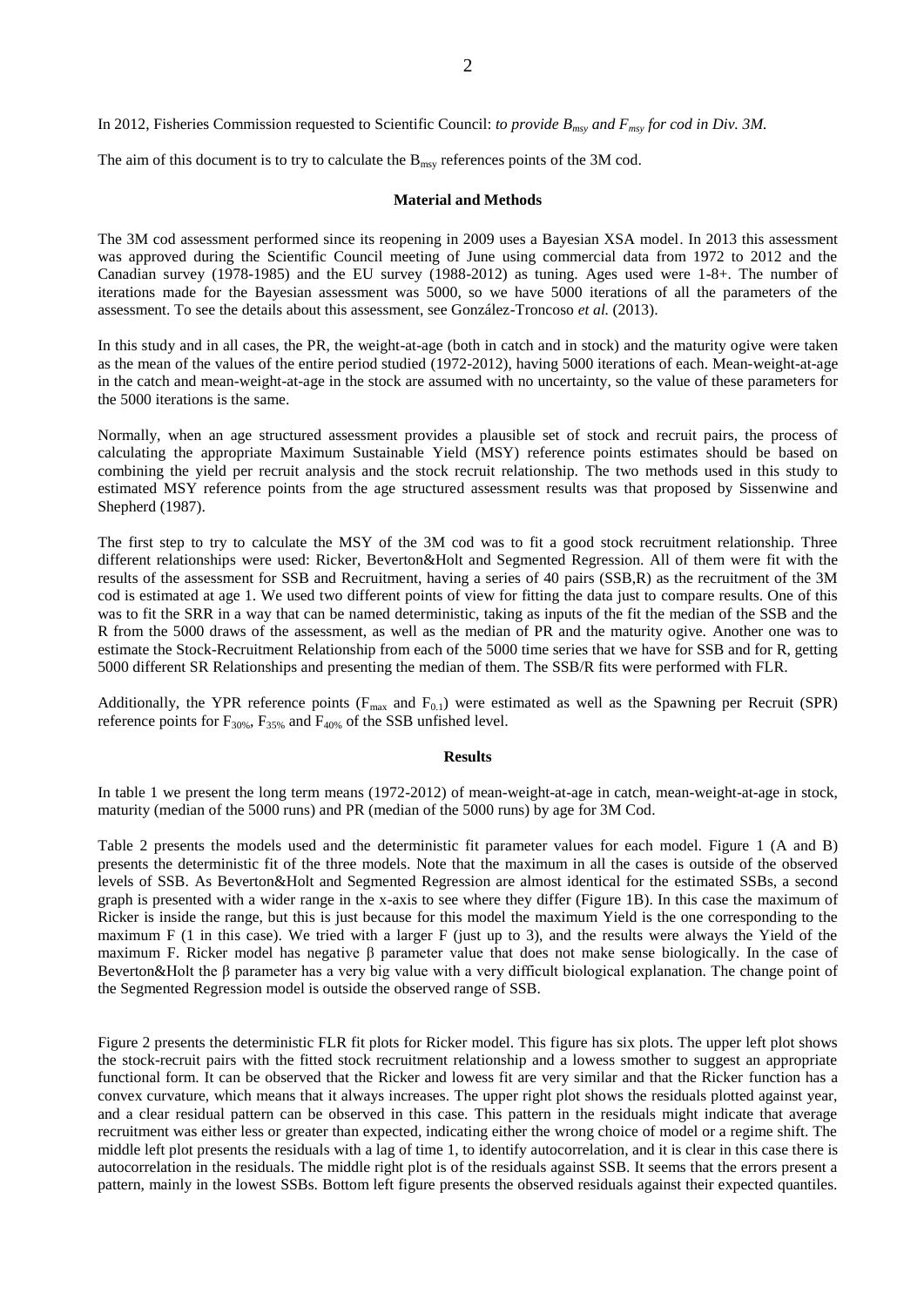In 2012, Fisheries Commission requested to Scientific Council: *to provide $B_{msy}$ and $F_{msy}$ for cod in Div. 3M.*

The aim of this document is to try to calculate the $B_{msy}$ references points of the 3M cod.

### Material and Methods

The 3M cod assessment performed since its reopening in 2009 uses a Bayesian XSA model. In 2013 this assessment was approved during the Scientific Council meeting of June using commercial data from 1972 to 2012 and the Canadian survey (1978-1985) and the EU survey (1988-2012) as tuning. Ages used were 1-8+. The number of iterations made for the Bayesian assessment was 5000, so we have 5000 iterations of all the parameters of the assessment. To see the details about this assessment, see González-Troncoso *et al.* (2013).

In this study and in all cases, the PR, the weight-at-age (both in catch and in stock) and the maturity ogive were taken as the mean of the values of the entire period studied (1972-2012), having 5000 iterations of each. Mean-weight-at-age in the catch and mean-weight-at-age in the stock are assumed with no uncertainty, so the value of these parameters for the 5000 iterations is the same.

Normally, when an age structured assessment provides a plausible set of stock and recruit pairs, the process of calculating the appropriate Maximum Sustainable Yield (MSY) reference points estimates should be based on combining the yield per recruit analysis and the stock recruit relationship. The two methods used in this study to estimated MSY reference points from the age structured assessment results was that proposed by Sissenwine and Shepherd (1987).

The first step to try to calculate the MSY of the 3M cod was to fit a good stock recruitment relationship. Three different relationships were used: Ricker, Beverton&Holt and Segmented Regression. All of them were fit with the results of the assessment for SSB and Recruitment, having a series of 40 pairs (SSB,R) as the recruitment of the 3M cod is estimated at age 1. We used two different points of view for fitting the data just to compare results. One of this was to fit the SRR in a way that can be named deterministic, taking as inputs of the fit the median of the SSB and the R from the 5000 draws of the assessment, as well as the median of PR and the maturity ogive. Another one was to estimate the Stock-Recruitment Relationship from each of the 5000 time series that we have for SSB and for R, getting 5000 different SR Relationships and presenting the median of them. The SSB/R fits were performed with FLR.

Additionally, the YPR reference points ($F_{max}$ and $F_{0.1}$) were estimated as well as the Spawning per Recruit (SPR) reference points for $F_{30\%}$, $F_{35\%}$ and $F_{40\%}$ of the SSB unfished level.

### Results

In table 1 we present the long term means (1972-2012) of mean-weight-at-age in catch, mean-weight-at-age in stock, maturity (median of the 5000 runs) and PR (median of the 5000 runs) by age for 3M Cod.

Table 2 presents the models used and the deterministic fit parameter values for each model. Figure 1 (A and B) presents the deterministic fit of the three models. Note that the maximum in all the cases is outside of the observed levels of SSB. As Beverton&Holt and Segmented Regression are almost identical for the estimated SSBs, a second graph is presented with a wider range in the x-axis to see where they differ (Figure 1B). In this case the maximum of Ricker is inside the range, but this is just because for this model the maximum Yield is the one corresponding to the maximum F (1 in this case). We tried with a larger F (just up to 3), and the results were always the Yield of the maximum F. Ricker model has negative β parameter value that does not make sense biologically. In the case of Beverton&Holt the β parameter has a very big value with a very difficult biological explanation. The change point of the Segmented Regression model is outside the observed range of SSB.

Figure 2 presents the deterministic FLR fit plots for Ricker model. This figure has six plots. The upper left plot shows the stock-recruit pairs with the fitted stock recruitment relationship and a lowess smother to suggest an appropriate functional form. It can be observed that the Ricker and lowess fit are very similar and that the Ricker function has a convex curvature, which means that it always increases. The upper right plot shows the residuals plotted against year, and a clear residual pattern can be observed in this case. This pattern in the residuals might indicate that average recruitment was either less or greater than expected, indicating either the wrong choice of model or a regime shift. The middle left plot presents the residuals with a lag of time 1, to identify autocorrelation, and it is clear in this case there is autocorrelation in the residuals. The middle right plot is of the residuals against SSB. It seems that the errors present a pattern, mainly in the lowest SSBs. Bottom left figure presents the observed residuals against their expected quantiles.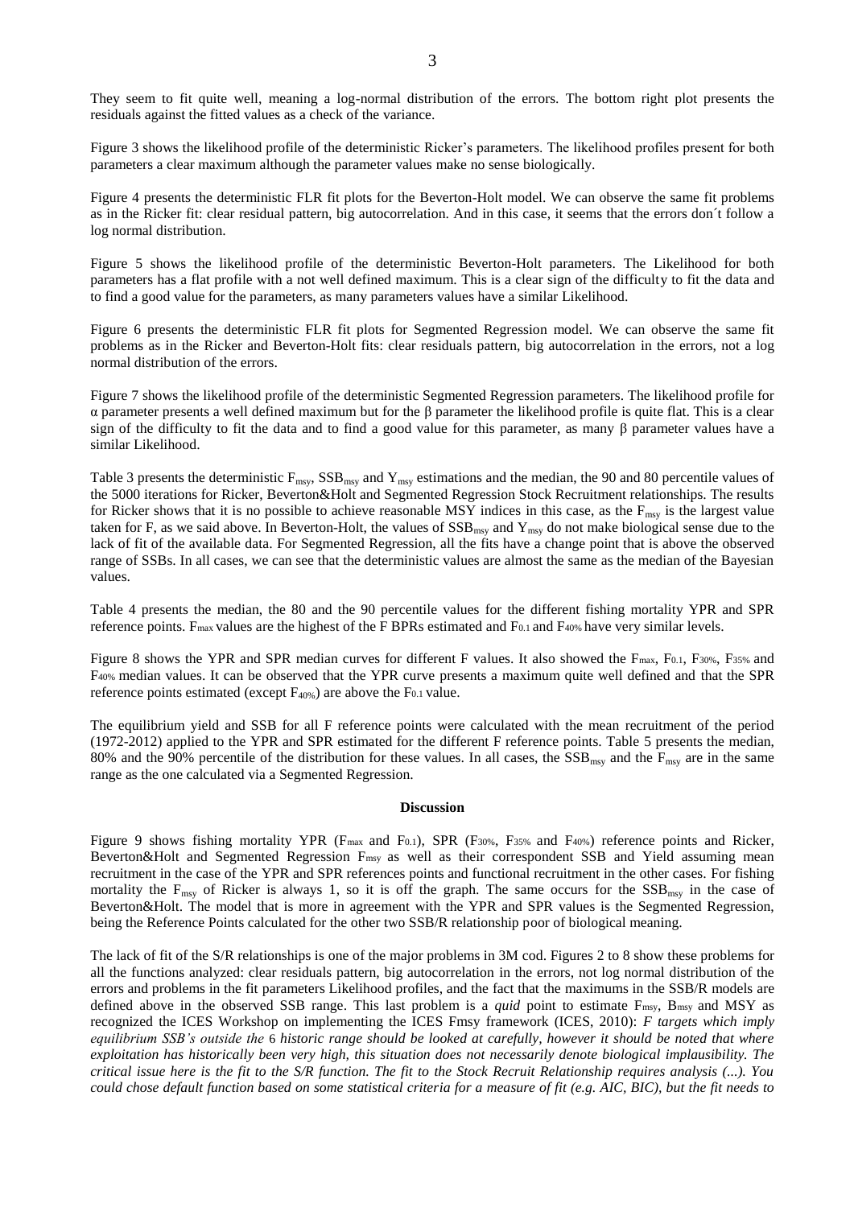They seem to fit quite well, meaning a log-normal distribution of the errors. The bottom right plot presents the residuals against the fitted values as a check of the variance.

Figure 3 shows the likelihood profile of the deterministic Ricker's parameters. The likelihood profiles present for both parameters a clear maximum although the parameter values make no sense biologically.

Figure 4 presents the deterministic FLR fit plots for the Beverton-Holt model. We can observe the same fit problems as in the Ricker fit: clear residual pattern, big autocorrelation. And in this case, it seems that the errors don´t follow a log normal distribution.

Figure 5 shows the likelihood profile of the deterministic Beverton-Holt parameters. The Likelihood for both parameters has a flat profile with a not well defined maximum. This is a clear sign of the difficulty to fit the data and to find a good value for the parameters, as many parameters values have a similar Likelihood.

Figure 6 presents the deterministic FLR fit plots for Segmented Regression model. We can observe the same fit problems as in the Ricker and Beverton-Holt fits: clear residuals pattern, big autocorrelation in the errors, not a log normal distribution of the errors.

Figure 7 shows the likelihood profile of the deterministic Segmented Regression parameters. The likelihood profile for $\alpha$ parameter presents a well defined maximum but for the $\beta$ parameter the likelihood profile is quite flat. This is a clear sign of the difficulty to fit the data and to find a good value for this parameter, as many $\beta$ parameter values have a similar Likelihood.

Table 3 presents the deterministic $F_{msy}$, $SSB_{msy}$ and $Y_{msy}$ estimations and the median, the 90 and 80 percentile values of the 5000 iterations for Ricker, Beverton&Holt and Segmented Regression Stock Recruitment relationships. The results for Ricker shows that it is no possible to achieve reasonable MSY indices in this case, as the $F_{msy}$ is the largest value taken for F, as we said above. In Beverton-Holt, the values of $SSB_{msy}$ and $Y_{msy}$ do not make biological sense due to the lack of fit of the available data. For Segmented Regression, all the fits have a change point that is above the observed range of SSBs. In all cases, we can see that the deterministic values are almost the same as the median of the Bayesian values.

Table 4 presents the median, the 80 and the 90 percentile values for the different fishing mortality YPR and SPR reference points. $F_{max}$ values are the highest of the F BPRs estimated and $F_{0.1}$ and $F_{40\%}$ have very similar levels.

Figure 8 shows the YPR and SPR median curves for different F values. It also showed the $F_{max}$, $F_{0.1}$, $F_{30\%}$, $F_{35\%}$ and $F_{40\%}$ median values. It can be observed that the YPR curve presents a maximum quite well defined and that the SPR reference points estimated (except $F_{40\%}$) are above the $F_{0.1}$ value.

The equilibrium yield and SSB for all F reference points were calculated with the mean recruitment of the period (1972-2012) applied to the YPR and SPR estimated for the different F reference points. Table 5 presents the median, 80% and the 90% percentile of the distribution for these values. In all cases, the $SSB_{msy}$ and the $F_{msy}$ are in the same range as the one calculated via a Segmented Regression.

## Discussion

Figure 9 shows fishing mortality YPR ($F_{max}$ and $F_{0.1}$), SPR ($F_{30\%}$, $F_{35\%}$ and $F_{40\%}$) reference points and Ricker, Beverton&Holt and Segmented Regression $F_{msy}$ as well as their correspondent SSB and Yield assuming mean recruitment in the case of the YPR and SPR references points and functional recruitment in the other cases. For fishing mortality the $F_{msy}$ of Ricker is always 1, so it is off the graph. The same occurs for the $SSB_{msy}$ in the case of Beverton&Holt. The model that is more in agreement with the YPR and SPR values is the Segmented Regression, being the Reference Points calculated for the other two SSB/R relationship poor of biological meaning.

The lack of fit of the S/R relationships is one of the major problems in 3M cod. Figures 2 to 8 show these problems for all the functions analyzed: clear residuals pattern, big autocorrelation in the errors, not log normal distribution of the errors and problems in the fit parameters Likelihood profiles, and the fact that the maximums in the SSB/R models are defined above in the observed SSB range. This last problem is a *quid* point to estimate $F_{msy}$, $B_{msy}$ and MSY as recognized the ICES Workshop on implementing the ICES Fmsy framework (ICES, 2010): *F targets which imply equilibrium SSB's outside the 6 historic range should be looked at carefully, however it should be noted that where exploitation has historically been very high, this situation does not necessarily denote biological implausibility. The critical issue here is the fit to the S/R function. The fit to the Stock Recruit Relationship requires analysis (...). You could chose default function based on some statistical criteria for a measure of fit (e.g. AIC, BIC), but the fit needs to*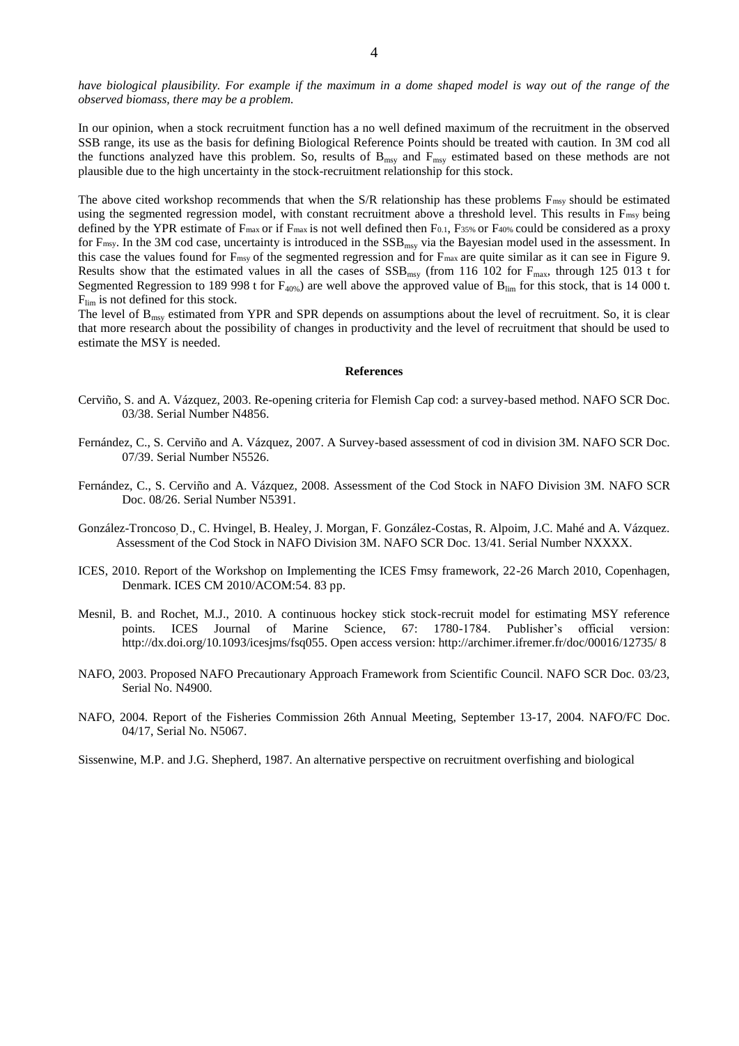*have biological plausibility. For example if the maximum in a dome shaped model is way out of the range of the observed biomass, there may be a problem.*

In our opinion, when a stock recruitment function has a no well defined maximum of the recruitment in the observed SSB range, its use as the basis for defining Biological Reference Points should be treated with caution. In 3M cod all the functions analyzed have this problem. So, results of $B_{msy}$ and $F_{msy}$ estimated based on these methods are not plausible due to the high uncertainty in the stock-recruitment relationship for this stock.

The above cited workshop recommends that when the S/R relationship has these problems $F_{msy}$ should be estimated using the segmented regression model, with constant recruitment above a threshold level. This results in $F_{msy}$ being defined by the YPR estimate of $F_{max}$ or if $F_{max}$ is not well defined then $F_{0.1}$, $F_{35\%}$ or $F_{40\%}$ could be considered as a proxy for $F_{msy}$. In the 3M cod case, uncertainty is introduced in the $SSB_{msy}$ via the Bayesian model used in the assessment. In this case the values found for $F_{msy}$ of the segmented regression and for $F_{max}$ are quite similar as it can see in Figure 9. Results show that the estimated values in all the cases of $SSB_{msy}$ (from 116 102 for $F_{max}$, through 125 013 t for Segmented Regression to 189 998 t for $F_{40\%}$) are well above the approved value of $B_{lim}$ for this stock, that is 14 000 t. $F_{lim}$ is not defined for this stock.

The level of $B_{msy}$ estimated from YPR and SPR depends on assumptions about the level of recruitment. So, it is clear that more research about the possibility of changes in productivity and the level of recruitment that should be used to estimate the MSY is needed.

## References

Cerviño, S. and A. Vázquez, 2003. Re-opening criteria for Flemish Cap cod: a survey-based method. NAFO SCR Doc. 03/38. Serial Number N4856.

Fernández, C., S. Cerviño and A. Vázquez, 2007. A Survey-based assessment of cod in division 3M. NAFO SCR Doc. 07/39. Serial Number N5526.

Fernández, C., S. Cerviño and A. Vázquez, 2008. Assessment of the Cod Stock in NAFO Division 3M. NAFO SCR Doc. 08/26. Serial Number N5391.

González-Troncoso, D., C. Hvingel, B. Healey, J. Morgan, F. González-Costas, R. Alpoim, J.C. Mahé and A. Vázquez. Assessment of the Cod Stock in NAFO Division 3M. NAFO SCR Doc. 13/41. Serial Number NXXXX.

ICES, 2010. Report of the Workshop on Implementing the ICES Fmsy framework, 22-26 March 2010, Copenhagen, Denmark. ICES CM 2010/ACOM:54. 83 pp.

Mesnil, B. and Rochet, M.J., 2010. A continuous hockey stick stock-recruit model for estimating MSY reference points. ICES Journal of Marine Science, 67: 1780-1784. Publisher's official version: http://dx.doi.org/10.1093/icesjms/fsq055. Open access version: http://archimer.ifremer.fr/doc/00016/12735/ 8

NAFO, 2003. Proposed NAFO Precautionary Approach Framework from Scientific Council. NAFO SCR Doc. 03/23, Serial No. N4900.

NAFO, 2004. Report of the Fisheries Commission 26th Annual Meeting, September 13-17, 2004. NAFO/FC Doc. 04/17, Serial No. N5067.

Sissenwine, M.P. and J.G. Shepherd, 1987. An alternative perspective on recruitment overfishing and biological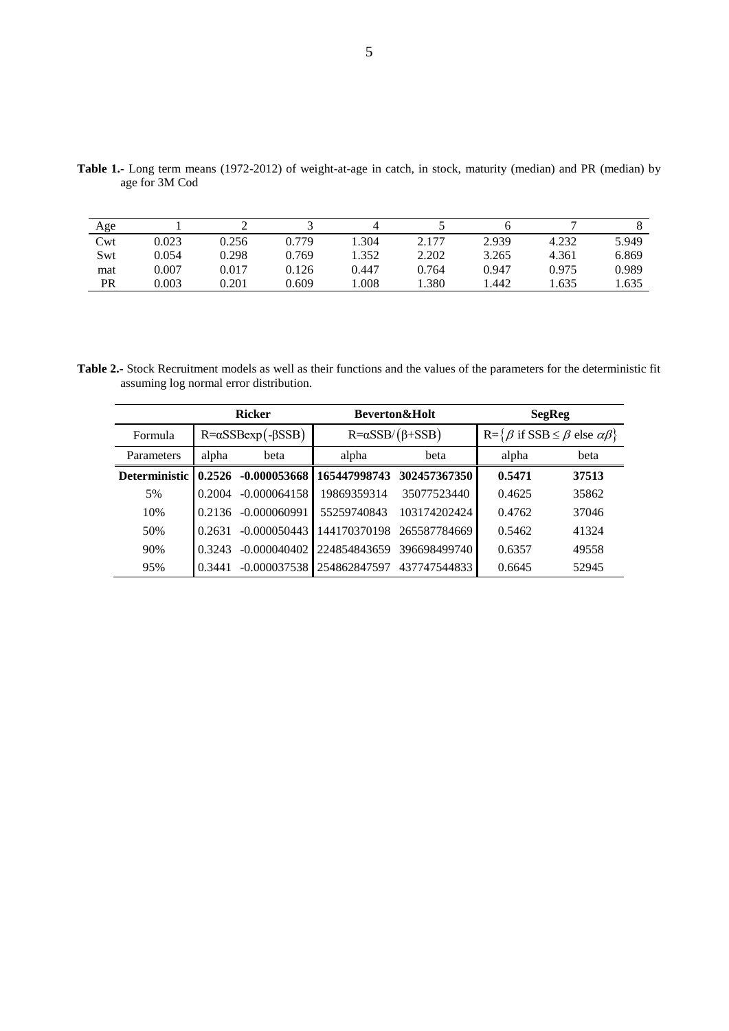**Table 1.-** Long term means (1972-2012) of weight-at-age in catch, in stock, maturity (median) and PR (median) by age for 3M Cod

| Age | 1 | 2 | 3 | 4 | 5 | 6 | 7 | 8 |
|---|---|---|---|---|---|---|---|---|
| Cwt | 0.023 | 0.256 | 0.779 | 1.304 | 2.177 | 2.939 | 4.232 | 5.949 |
| Swt | 0.054 | 0.298 | 0.769 | 1.352 | 2.202 | 3.265 | 4.361 | 6.869 |
| mat | 0.007 | 0.017 | 0.126 | 0.447 | 0.764 | 0.947 | 0.975 | 0.989 |
| PR | 0.003 | 0.201 | 0.609 | 1.008 | 1.380 | 1.442 | 1.635 | 1.635 |

**Table 2.-** Stock Recruitment models as well as their functions and the values of the parameters for the deterministic fit assuming log normal error distribution.

| | **Ricker** | | **Beverton&Holt** | | **SegReg** | |
|---|---|---|---|---|---|---|
| Formula | $R=\alpha SSB\exp(-\beta SSB)$ | | $R=\alpha SSB/(\beta+SSB)$ | | $R=\{\beta \text{ if } SSB \leq \beta \text{ else } \alpha\beta\}$ | |
| Parameters | alpha | beta | alpha | beta | alpha | beta |
| **Deterministic** | **0.2526** | **-0.000053668** | **165447998743** | **302457367350** | **0.5471** | **37513** |
| 5% | 0.2004 | -0.000064158 | 19869359314 | 35077523440 | 0.4625 | 35862 |
| 10% | 0.2136 | -0.000060991 | 55259740843 | 103174202424 | 0.4762 | 37046 |
| 50% | 0.2631 | -0.000050443 | 144170370198 | 265587784669 | 0.5462 | 41324 |
| 90% | 0.3243 | -0.000040402 | 224854843659 | 396698499740 | 0.6357 | 49558 |
| 95% | 0.3441 | -0.000037538 | 254862847597 | 437747544833 | 0.6645 | 52945 |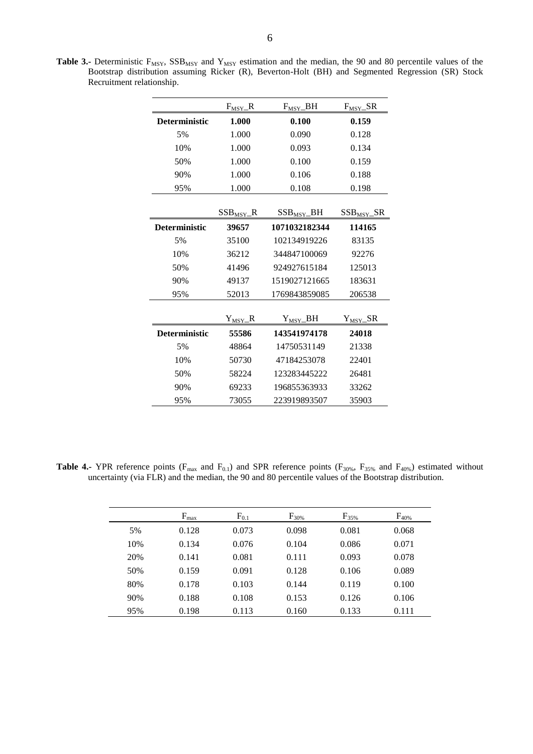**Table 3.-** Deterministic $F_{MSY}$, $SSB_{MSY}$ and $Y_{MSY}$ estimation and the median, the 90 and 80 percentile values of the Bootstrap distribution assuming Ricker (R), Beverton-Holt (BH) and Segmented Regression (SR) Stock Recruitment relationship.

| | $F_{MSY}$_R | $F_{MSY}$_BH | $F_{MSY}$_SR |
|---|---|---|---|
| **Deterministic** | **1.000** | **0.100** | **0.159** |
| 5% | 1.000 | 0.090 | 0.128 |
| 10% | 1.000 | 0.093 | 0.134 |
| 50% | 1.000 | 0.100 | 0.159 |
| 90% | 1.000 | 0.106 | 0.188 |
| 95% | 1.000 | 0.108 | 0.198 |
| | $SSB_{MSY}$_R | $SSB_{MSY}$_BH | $SSB_{MSY}$_SR |
| **Deterministic** | **39657** | **1071032182344** | **114165** |
| 5% | 35100 | 102134919226 | 83135 |
| 10% | 36212 | 344847100069 | 92276 |
| 50% | 41496 | 924927615184 | 125013 |
| 90% | 49137 | 1519027121665 | 183631 |
| 95% | 52013 | 1769843859085 | 206538 |
| | $Y_{MSY}$_R | $Y_{MSY}$_BH | $Y_{MSY}$_SR |
| **Deterministic** | **55586** | **143541974178** | **24018** |
| 5% | 48864 | 14750531149 | 21338 |
| 10% | 50730 | 47184253078 | 22401 |
| 50% | 58224 | 123283445222 | 26481 |
| 90% | 69233 | 196855363933 | 33262 |
| 95% | 73055 | 223919893507 | 35903 |

**Table 4.-** YPR reference points ($F_{max}$ and $F_{0.1}$) and SPR reference points ($F_{30\%}$, $F_{35\%}$ and $F_{40\%}$) estimated without uncertainty (via FLR) and the median, the 90 and 80 percentile values of the Bootstrap distribution.

| | $F_{max}$ | $F_{0.1}$ | $F_{30\%}$ | $F_{35\%}$ | $F_{40\%}$ |
|---|---|---|---|---|---|
| 5% | 0.128 | 0.073 | 0.098 | 0.081 | 0.068 |
| 10% | 0.134 | 0.076 | 0.104 | 0.086 | 0.071 |
| 20% | 0.141 | 0.081 | 0.111 | 0.093 | 0.078 |
| 50% | 0.159 | 0.091 | 0.128 | 0.106 | 0.089 |
| 80% | 0.178 | 0.103 | 0.144 | 0.119 | 0.100 |
| 90% | 0.188 | 0.108 | 0.153 | 0.126 | 0.106 |
| 95% | 0.198 | 0.113 | 0.160 | 0.133 | 0.111 |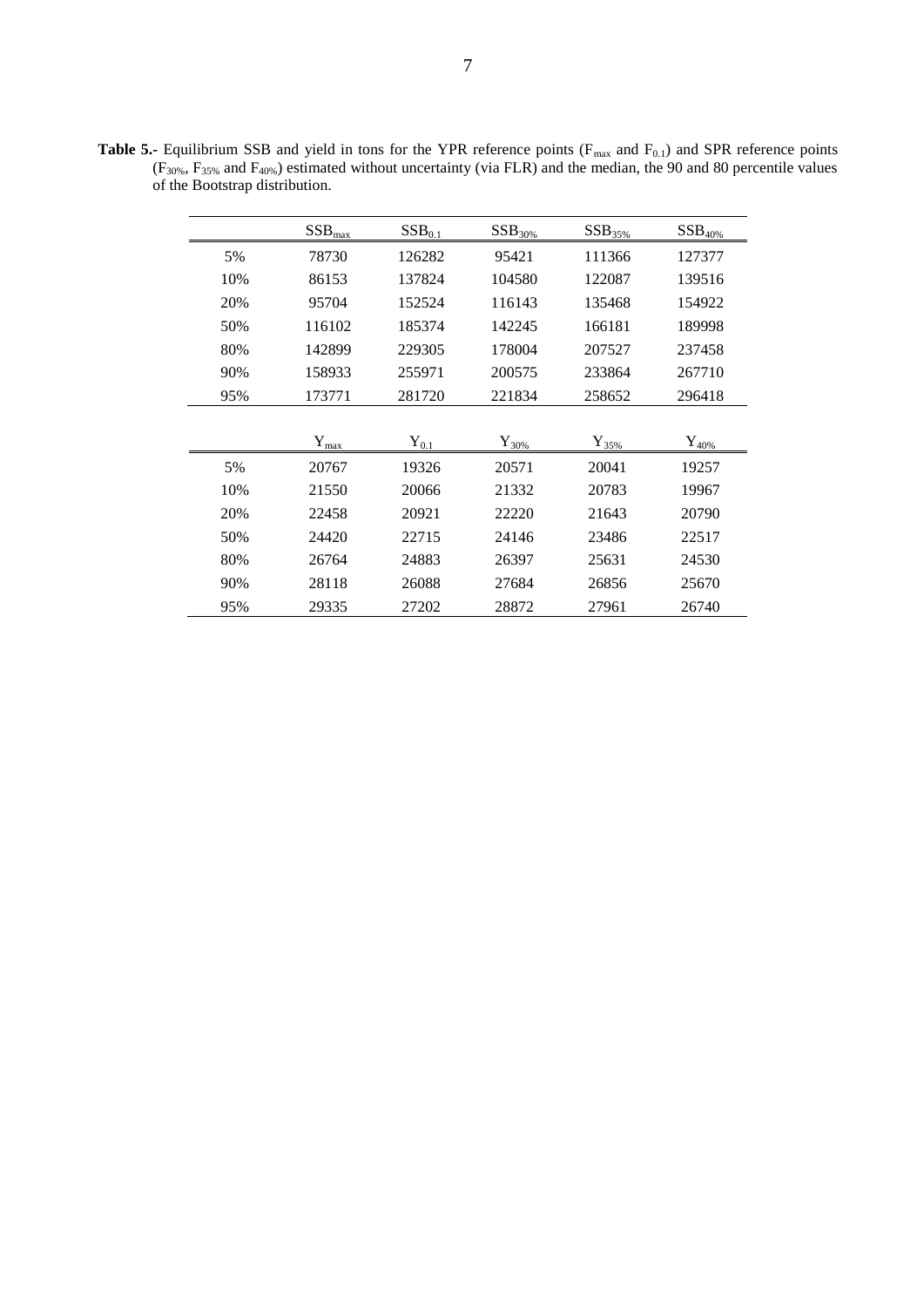**Table 5.-** Equilibrium SSB and yield in tons for the YPR reference points ($F_{max}$ and $F_{0.1}$) and SPR reference points ($F_{30\%}$, $F_{35\%}$ and $F_{40\%}$) estimated without uncertainty (via FLR) and the median, the 90 and 80 percentile values of the Bootstrap distribution.

| | $SSB_{max}$ | $SSB_{0.1}$ | $SSB_{30\%}$ | $SSB_{35\%}$ | $SSB_{40\%}$ |
|---|---|---|---|---|---|
| 5% | 78730 | 126282 | 95421 | 111366 | 127377 |
| 10% | 86153 | 137824 | 104580 | 122087 | 139516 |
| 20% | 95704 | 152524 | 116143 | 135468 | 154922 |
| 50% | 116102 | 185374 | 142245 | 166181 | 189998 |
| 80% | 142899 | 229305 | 178004 | 207527 | 237458 |
| 90% | 158933 | 255971 | 200575 | 233864 | 267710 |
| 95% | 173771 | 281720 | 221834 | 258652 | 296418 |

| | $Y_{max}$ | $Y_{0.1}$ | $Y_{30\%}$ | $Y_{35\%}$ | $Y_{40\%}$ |
|---|---|---|---|---|---|
| 5% | 20767 | 19326 | 20571 | 20041 | 19257 |
| 10% | 21550 | 20066 | 21332 | 20783 | 19967 |
| 20% | 22458 | 20921 | 22220 | 21643 | 20790 |
| 50% | 24420 | 22715 | 24146 | 23486 | 22517 |
| 80% | 26764 | 24883 | 26397 | 25631 | 24530 |
| 90% | 28118 | 26088 | 27684 | 26856 | 25670 |
| 95% | 29335 | 27202 | 28872 | 27961 | 26740 |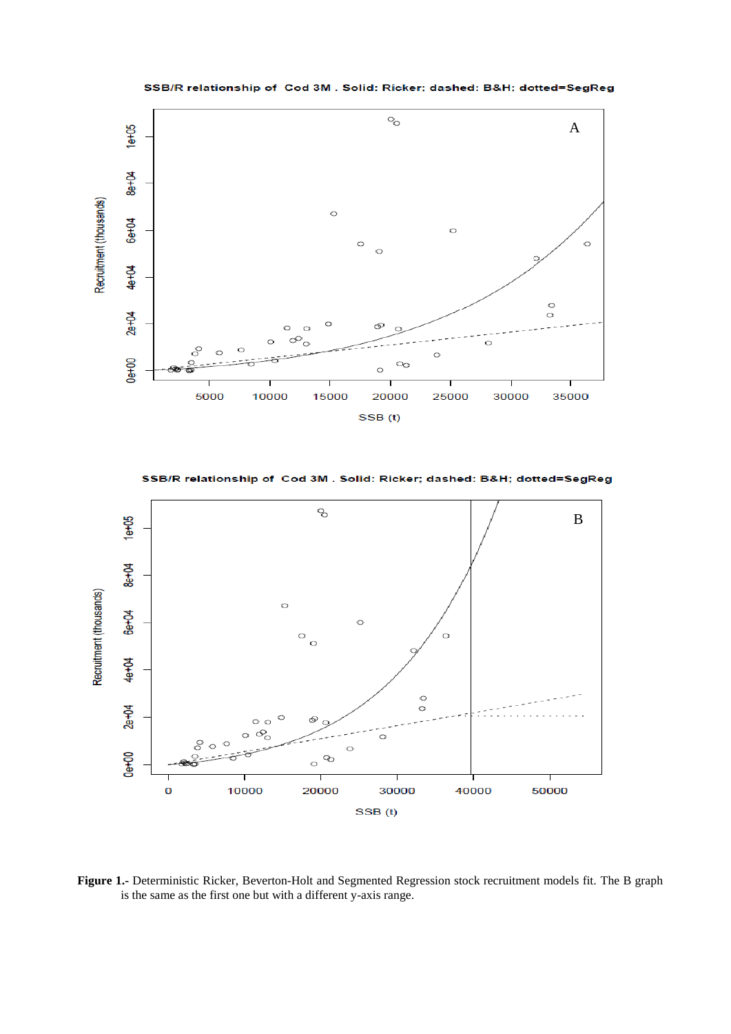**Figure 1.-** Deterministic Ricker, Beverton-Holt and Segmented Regression stock recruitment models fit. The B graph is the same as the first one but with a different y-axis range.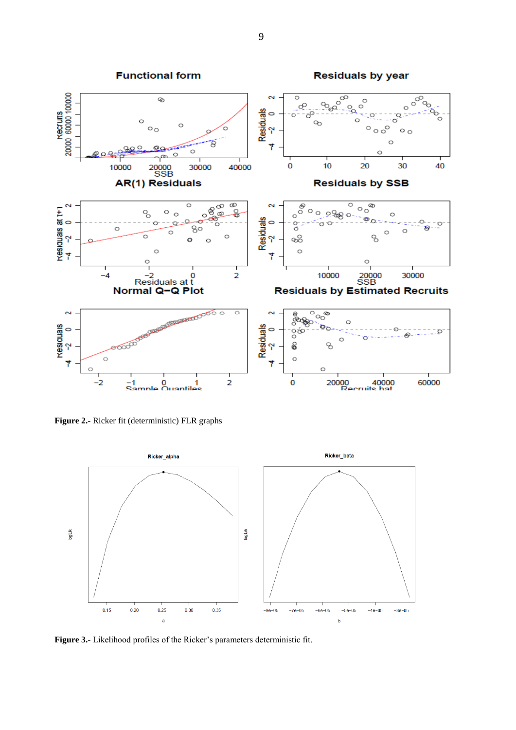**Figure 2.-** Ricker fit (deterministic) FLR graphs

**Figure 3.-** Likelihood profiles of the Ricker's parameters deterministic fit.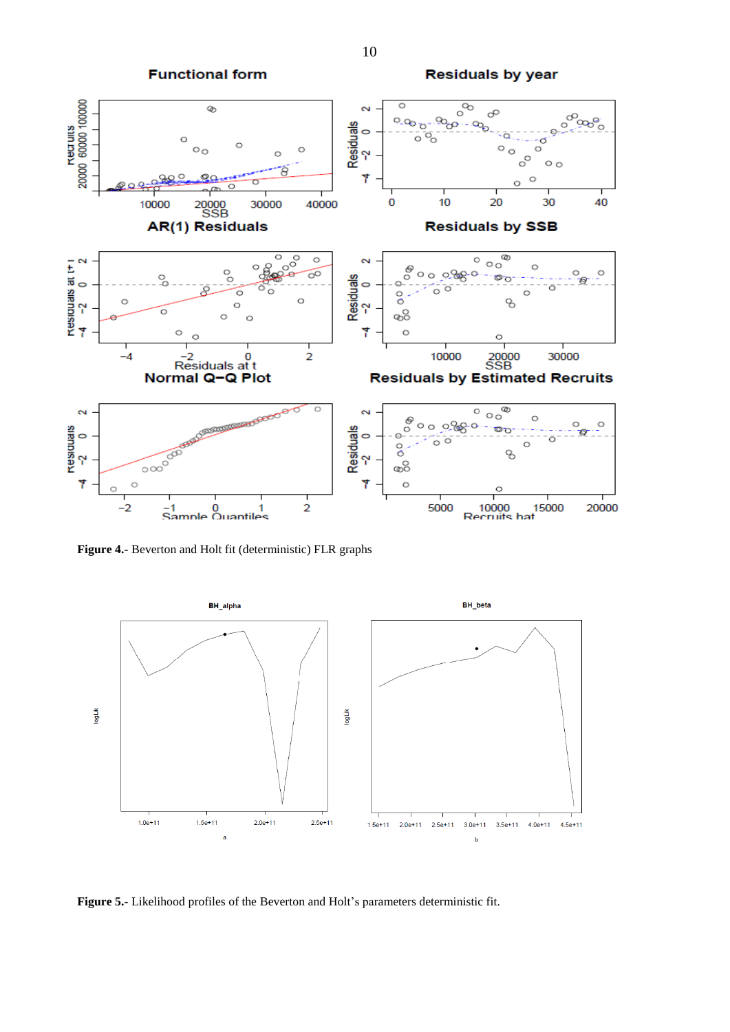**Figure 4.-** Beverton and Holt fit (deterministic) FLR graphs

**Figure 5.-** Likelihood profiles of the Beverton and Holt's parameters deterministic fit.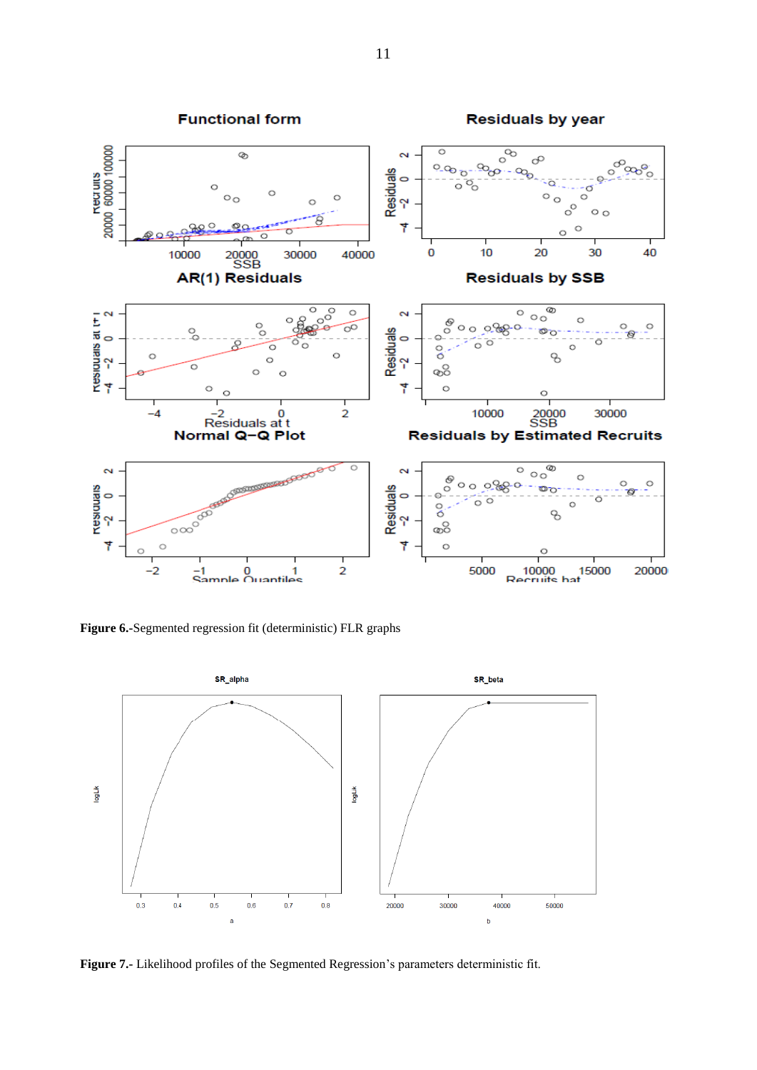**Figure 6.**-Segmented regression fit (deterministic) FLR graphs

**Figure 7.**- Likelihood profiles of the Segmented Regression's parameters deterministic fit.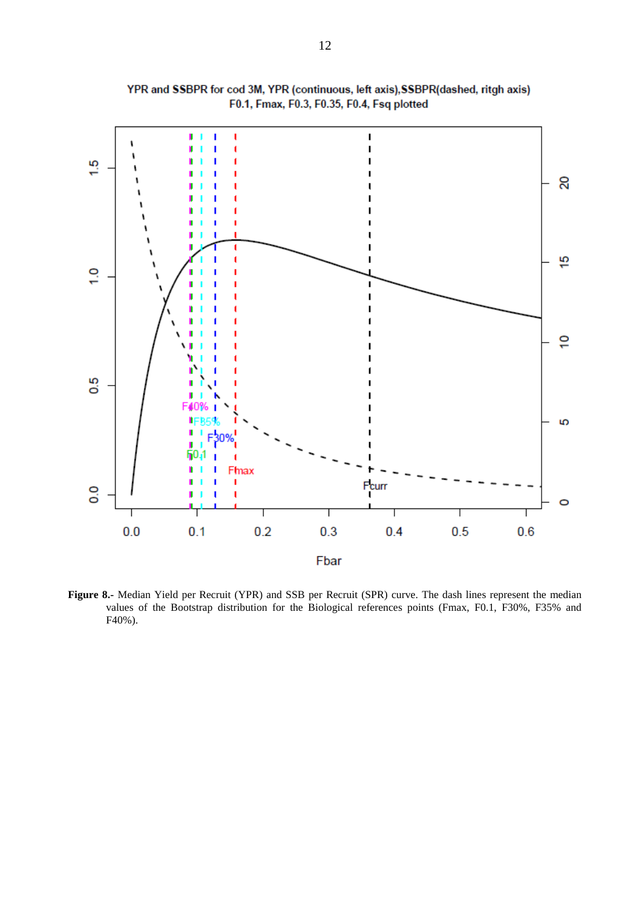**Figure 8.-** Median Yield per Recruit (YPR) and SSB per Recruit (SPR) curve. The dash lines represent the median values of the Bootstrap distribution for the Biological references points (Fmax, F0.1, F30%, F35% and F40%).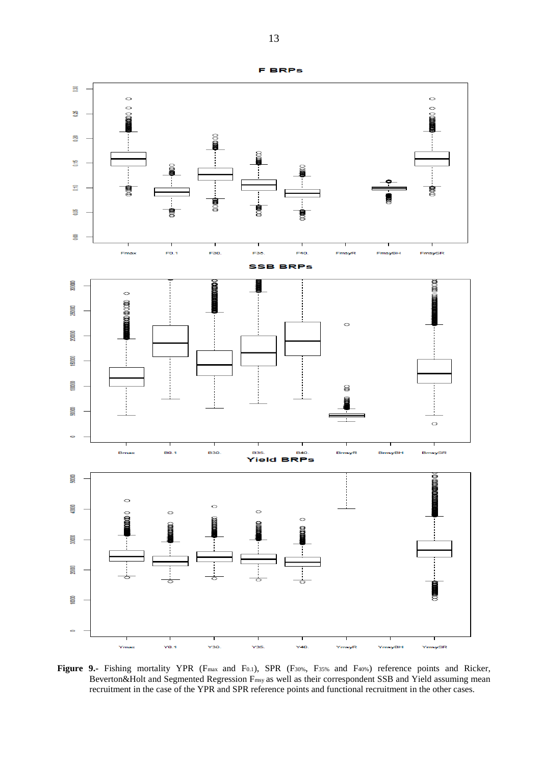F BRPs

0.30
0.25
0.20
0.15
0.10
0.05
0.00

Fmax F0.1 F30. F35. F40. FmsyR FmsyBH FmsySR

SSB BRPs

300000
250000
200000
150000
100000
50000
0

Bmax B0.1 B30. B35. B40. BmsyR BmsyBH BmsySR

Yield BRPs

500000
400000
300000
200000
100000
0

Ymax Y0.1 Y30. Y35. Y40. YmsyR YmsyBH YmsySR

**Figure 9.-** Fishing mortality YPR ($F_{max}$ and $F_{0.1}$), SPR ($F_{30\%}$, $F_{35\%}$ and $F_{40\%}$) reference points and Ricker, Beverton&Holt and Segmented Regression $F_{msy}$ as well as their correspondent SSB and Yield assuming mean recruitment in the case of the YPR and SPR reference points and functional recruitment in the other cases.